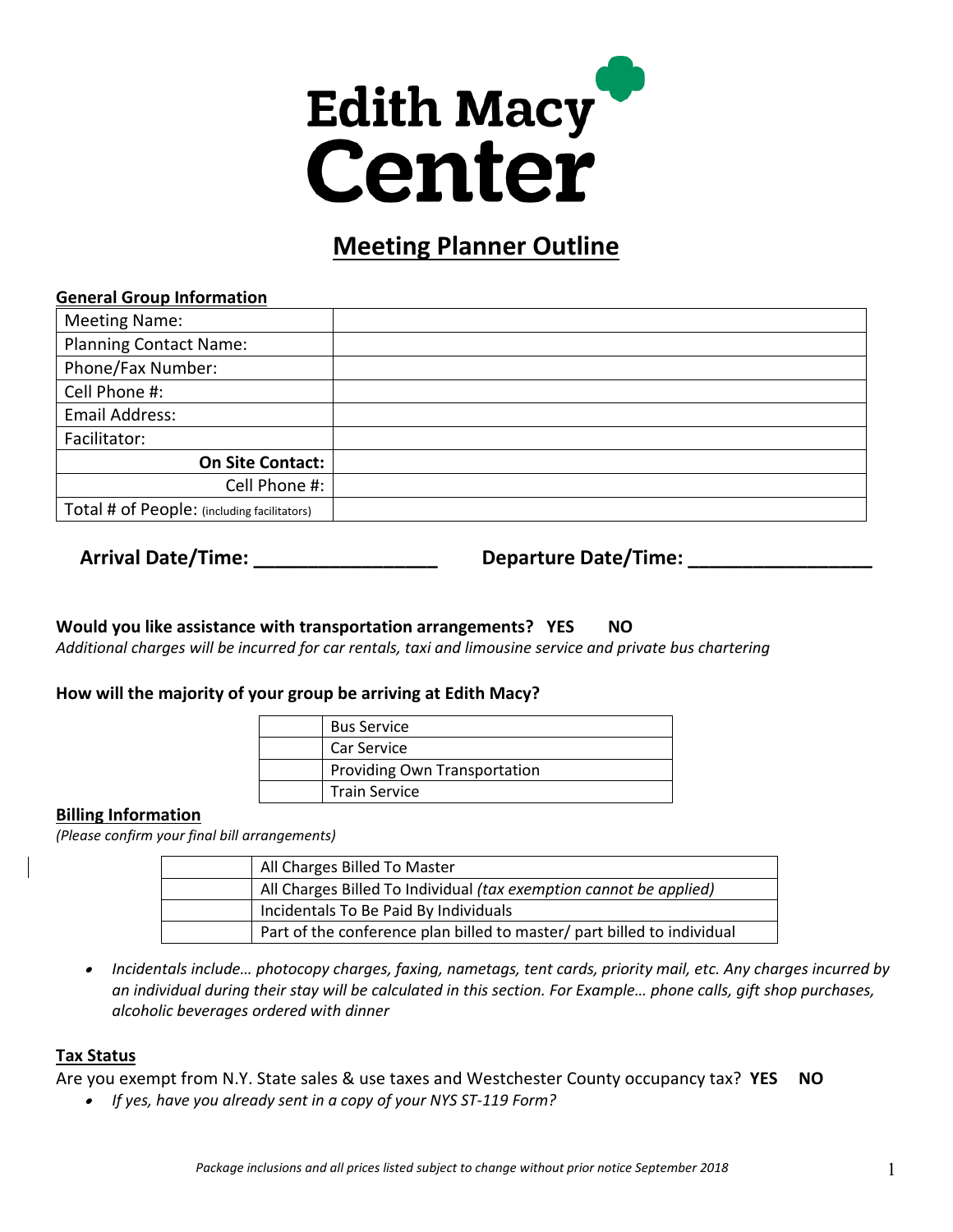# Edith Macy Center

## Meeting Planner Outline

**General Group Information**

| | |
|---|---|
| Meeting Name: | |
| Planning Contact Name: | |
| Phone/Fax Number: | |
| Cell Phone #: | |
| Email Address: | |
| Facilitator: | |
| **On Site Contact:** | |
| Cell Phone #: | |
| Total # of People: (including facilitators) | |

**Arrival Date/Time: _________________** **Departure Date/Time: _________________**

**Would you like assistance with transportation arrangements? YES NO**
*Additional charges will be incurred for car rentals, taxi and limousine service and private bus chartering*

**How will the majority of your group be arriving at Edith Macy?**

| | |
|---|---|
| | Bus Service |
| | Car Service |
| | Providing Own Transportation |
| | Train Service |

**Billing Information**
*(Please confirm your final bill arrangements)*

| | |
|---|---|
| | All Charges Billed To Master |
| | All Charges Billed To Individual *(tax exemption cannot be applied)* |
| | Incidentals To Be Paid By Individuals |
| | Part of the conference plan billed to master/ part billed to individual |

- *Incidentals include… photocopy charges, faxing, nametags, tent cards, priority mail, etc. Any charges incurred by an individual during their stay will be calculated in this section. For Example… phone calls, gift shop purchases, alcoholic beverages ordered with dinner*

**Tax Status**
Are you exempt from N.Y. State sales & use taxes and Westchester County occupancy tax? **YES NO**

- *If yes, have you already sent in a copy of your NYS ST-119 Form?*

*Package inclusions and all prices listed subject to change without prior notice September 2018*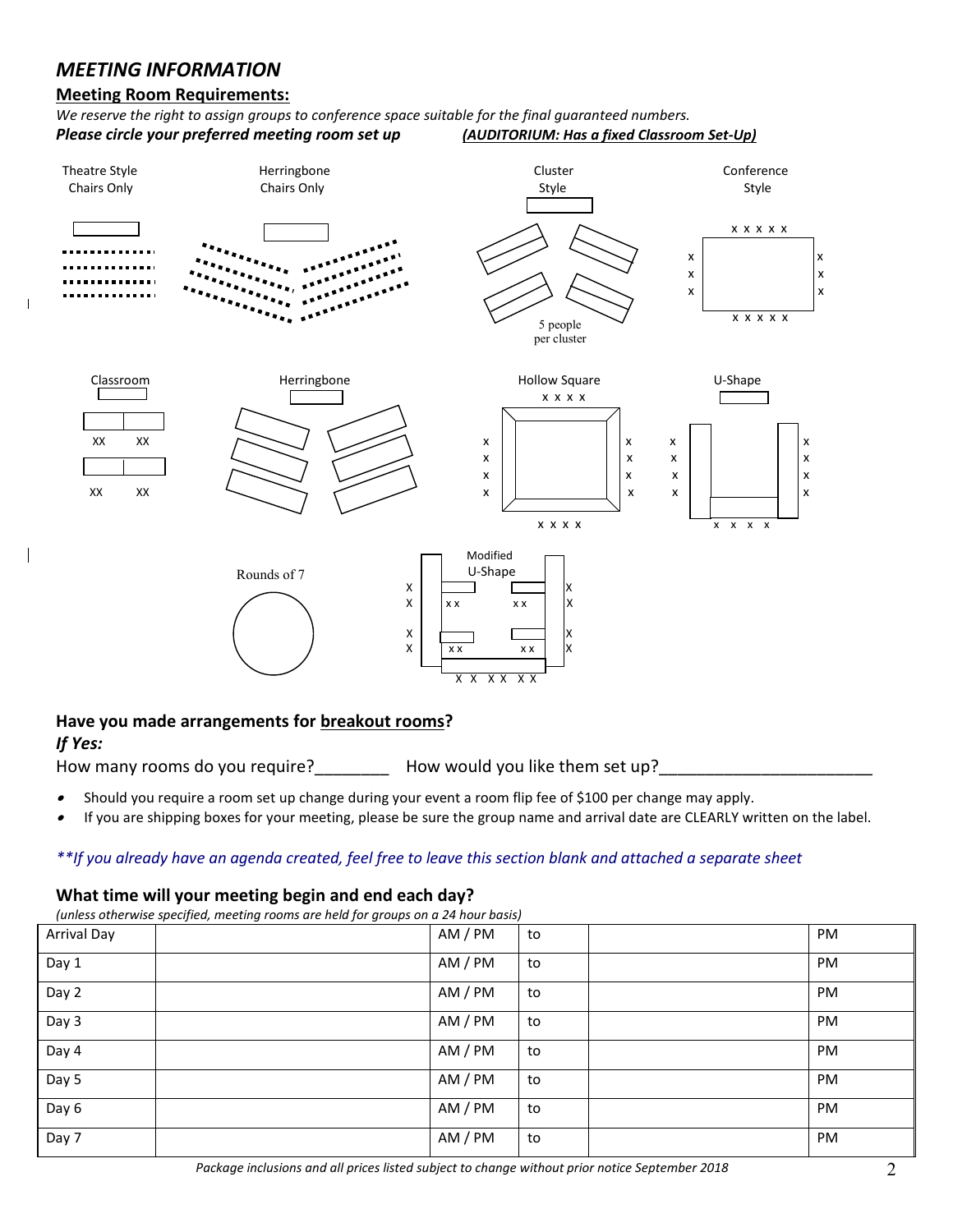## *MEETING INFORMATION*

### Meeting Room Requirements:

*We reserve the right to assign groups to conference space suitable for the final guaranteed numbers.*

***Please circle your preferred meeting room set up*** ***(AUDITORIUM: Has a fixed Classroom Set-Up)***

Theatre Style Chairs Only

Herringbone Chairs Only

Cluster Style

5 people per cluster

Conference Style

Classroom

Herringbone

Hollow Square

U-Shape

Rounds of 7

Modified U-Shape

### Have you made arrangements for breakout rooms?

***If Yes:***

How many rooms do you require?________ How would you like them set up?______________________

- Should you require a room set up change during your event a room flip fee of $100 per change may apply.
- If you are shipping boxes for your meeting, please be sure the group name and arrival date are CLEARLY written on the label.

*\*\*If you already have an agenda created, feel free to leave this section blank and attached a separate sheet*

### What time will your meeting begin and end each day?

*(unless otherwise specified, meeting rooms are held for groups on a 24 hour basis)*

| | | | | | |
|---|---|---|---|---|---|
| Arrival Day | | AM / PM | to | | PM |
| Day 1 | | AM / PM | to | | PM |
| Day 2 | | AM / PM | to | | PM |
| Day 3 | | AM / PM | to | | PM |
| Day 4 | | AM / PM | to | | PM |
| Day 5 | | AM / PM | to | | PM |
| Day 6 | | AM / PM | to | | PM |
| Day 7 | | AM / PM | to | | PM |

*Package inclusions and all prices listed subject to change without prior notice September 2018*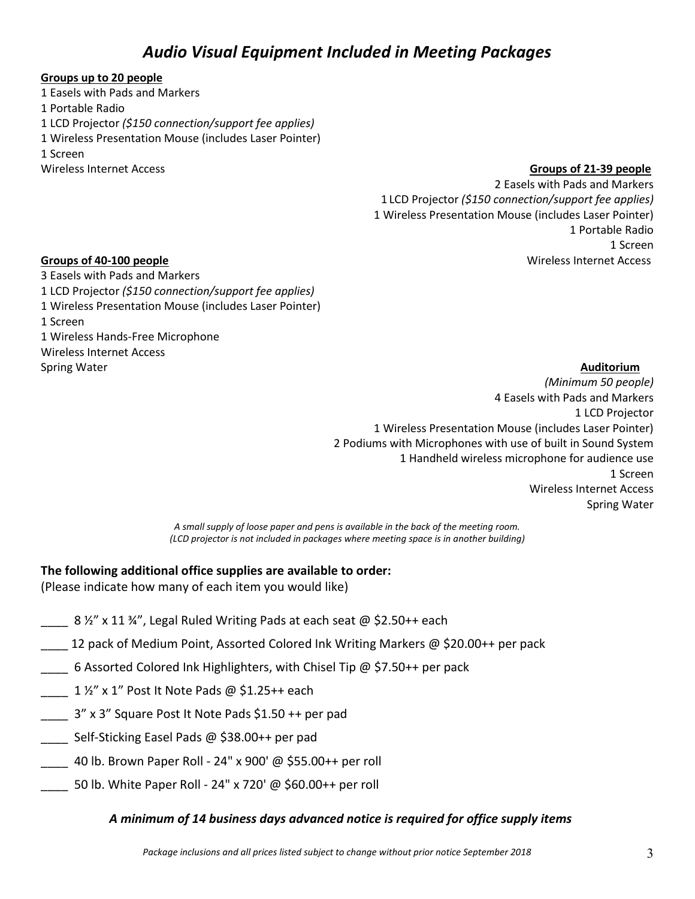# *Audio Visual Equipment Included in Meeting Packages*

**Groups up to 20 people**

1 Easels with Pads and Markers
1 Portable Radio
1 LCD Projector *($150 connection/support fee applies)*
1 Wireless Presentation Mouse (includes Laser Pointer)
1 Screen
Wireless Internet Access

**Groups of 21-39 people**

2 Easels with Pads and Markers
1 LCD Projector *($150 connection/support fee applies)*
1 Wireless Presentation Mouse (includes Laser Pointer)
1 Portable Radio
1 Screen
Wireless Internet Access

**Groups of 40-100 people**

3 Easels with Pads and Markers
1 LCD Projector *($150 connection/support fee applies)*
1 Wireless Presentation Mouse (includes Laser Pointer)
1 Screen
1 Wireless Hands-Free Microphone
Wireless Internet Access
Spring Water

**Auditorium**

*(Minimum 50 people)*
4 Easels with Pads and Markers
1 LCD Projector
1 Wireless Presentation Mouse (includes Laser Pointer)
2 Podiums with Microphones with use of built in Sound System
1 Handheld wireless microphone for audience use
1 Screen
Wireless Internet Access
Spring Water

*A small supply of loose paper and pens is available in the back of the meeting room.*
*(LCD projector is not included in packages where meeting space is in another building)*

**The following additional office supplies are available to order:**
(Please indicate how many of each item you would like)

____ 8 ½" x 11 ¾", Legal Ruled Writing Pads at each seat @ $2.50++ each

____ 12 pack of Medium Point, Assorted Colored Ink Writing Markers @ $20.00++ per pack

____ 6 Assorted Colored Ink Highlighters, with Chisel Tip @ $7.50++ per pack

____ 1 ½" x 1" Post It Note Pads @ $1.25++ each

____ 3" x 3" Square Post It Note Pads $1.50 ++ per pad

____ Self-Sticking Easel Pads @ $38.00++ per pad

____ 40 lb. Brown Paper Roll - 24" x 900' @ $55.00++ per roll

____ 50 lb. White Paper Roll - 24" x 720' @ $60.00++ per roll

***A minimum of 14 business days advanced notice is required for office supply items***

*Package inclusions and all prices listed subject to change without prior notice September 2018*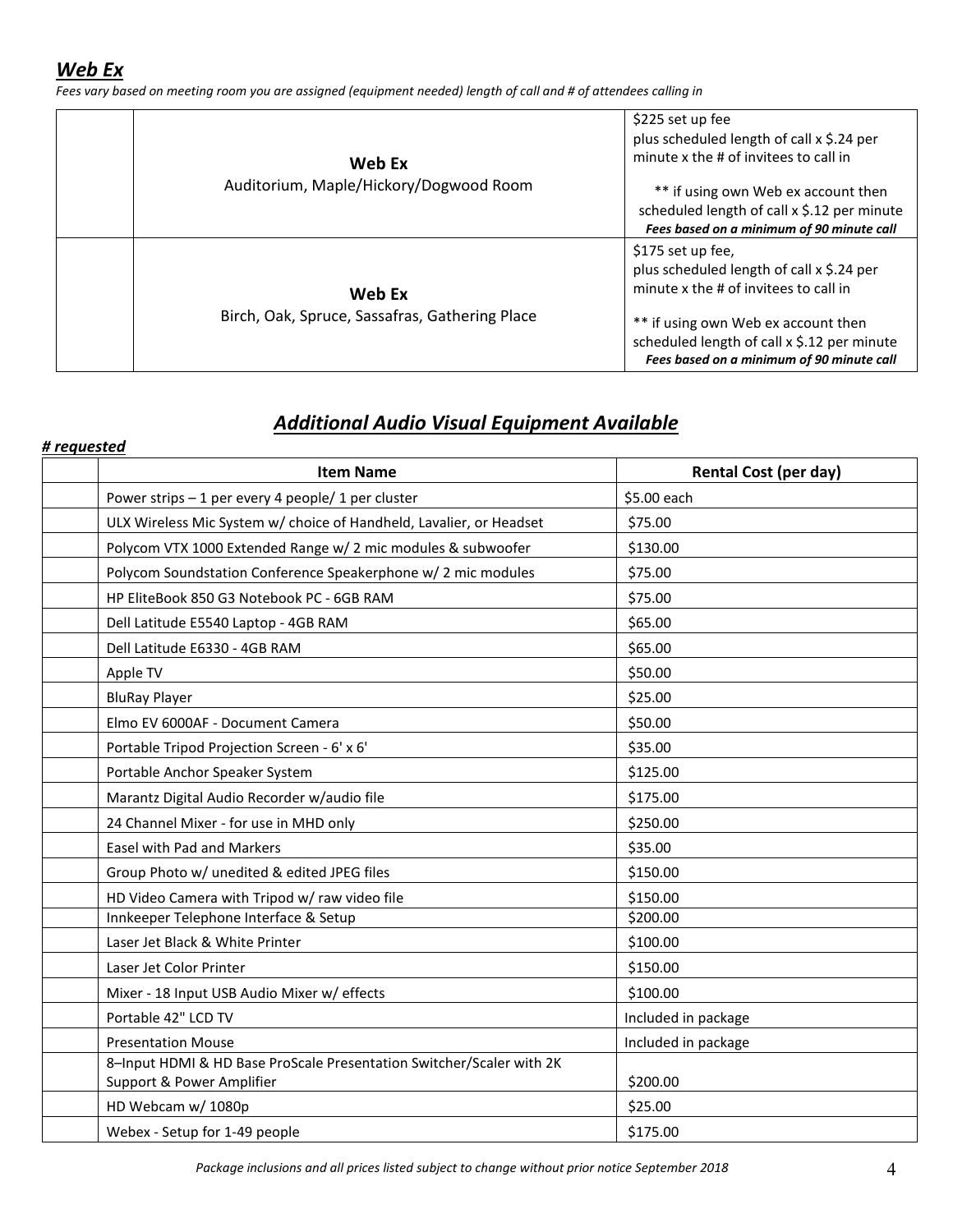## *Web Ex*

*Fees vary based on meeting room you are assigned (equipment needed) length of call and # of attendees calling in*

| | | |
|---|---|---|
| | **Web Ex**<br>Auditorium, Maple/Hickory/Dogwood Room | $225 set up fee<br>plus scheduled length of call x $.24 per minute x the # of invitees to call in<br><br>** if using own Web ex account then scheduled length of call x $.12 per minute<br>***Fees based on a minimum of 90 minute call*** |
| | **Web Ex**<br>Birch, Oak, Spruce, Sassafras, Gathering Place | $175 set up fee,<br>plus scheduled length of call x $.24 per minute x the # of invitees to call in<br><br>** if using own Web ex account then scheduled length of call x $.12 per minute<br>***Fees based on a minimum of 90 minute call*** |

## *Additional Audio Visual Equipment Available*

***# requested***

| | Item Name | Rental Cost (per day) |
|---|---|---|
| | Power strips – 1 per every 4 people/ 1 per cluster | $5.00 each |
| | ULX Wireless Mic System w/ choice of Handheld, Lavalier, or Headset | $75.00 |
| | Polycom VTX 1000 Extended Range w/ 2 mic modules & subwoofer | $130.00 |
| | Polycom Soundstation Conference Speakerphone w/ 2 mic modules | $75.00 |
| | HP EliteBook 850 G3 Notebook PC - 6GB RAM | $75.00 |
| | Dell Latitude E5540 Laptop - 4GB RAM | $65.00 |
| | Dell Latitude E6330 - 4GB RAM | $65.00 |
| | Apple TV | $50.00 |
| | BluRay Player | $25.00 |
| | Elmo EV 6000AF - Document Camera | $50.00 |
| | Portable Tripod Projection Screen - 6' x 6' | $35.00 |
| | Portable Anchor Speaker System | $125.00 |
| | Marantz Digital Audio Recorder w/audio file | $175.00 |
| | 24 Channel Mixer - for use in MHD only | $250.00 |
| | Easel with Pad and Markers | $35.00 |
| | Group Photo w/ unedited & edited JPEG files | $150.00 |
| | HD Video Camera with Tripod w/ raw video file | $150.00 |
| | Innkeeper Telephone Interface & Setup | $200.00 |
| | Laser Jet Black & White Printer | $100.00 |
| | Laser Jet Color Printer | $150.00 |
| | Mixer - 18 Input USB Audio Mixer w/ effects | $100.00 |
| | Portable 42" LCD TV | Included in package |
| | Presentation Mouse | Included in package |
| | 8–Input HDMI & HD Base ProScale Presentation Switcher/Scaler with 2K Support & Power Amplifier | $200.00 |
| | HD Webcam w/ 1080p | $25.00 |
| | Webex - Setup for 1-49 people | $175.00 |

*Package inclusions and all prices listed subject to change without prior notice September 2018*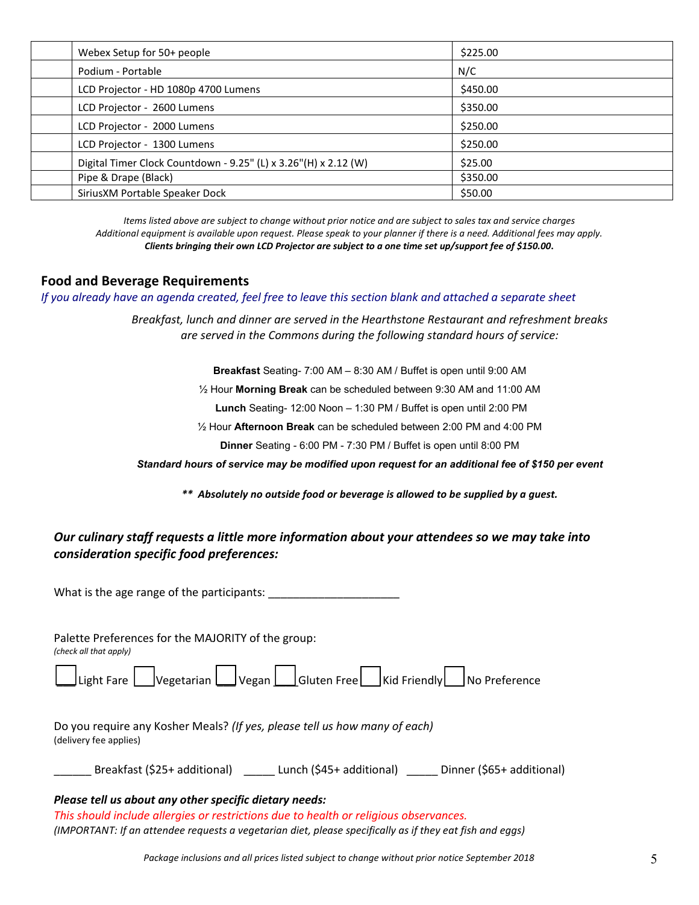| | | |
|---|---|---|
| | Webex Setup for 50+ people | $225.00 |
| | Podium - Portable | N/C |
| | LCD Projector - HD 1080p 4700 Lumens | $450.00 |
| | LCD Projector - 2600 Lumens | $350.00 |
| | LCD Projector - 2000 Lumens | $250.00 |
| | LCD Projector - 1300 Lumens | $250.00 |
| | Digital Timer Clock Countdown - 9.25" (L) x 3.26"(H) x 2.12 (W) | $25.00 |
| | Pipe & Drape (Black) | $350.00 |
| | SiriusXM Portable Speaker Dock | $50.00 |

*Items listed above are subject to change without prior notice and are subject to sales tax and service charges*
*Additional equipment is available upon request. Please speak to your planner if there is a need. Additional fees may apply.*
***Clients bringing their own LCD Projector are subject to a one time set up/support fee of $150.00.***

## Food and Beverage Requirements

*If you already have an agenda created, feel free to leave this section blank and attached a separate sheet*

*Breakfast, lunch and dinner are served in the Hearthstone Restaurant and refreshment breaks are served in the Commons during the following standard hours of service:*

**Breakfast** Seating- 7:00 AM – 8:30 AM / Buffet is open until 9:00 AM

½ Hour **Morning Break** can be scheduled between 9:30 AM and 11:00 AM

**Lunch** Seating- 12:00 Noon – 1:30 PM / Buffet is open until 2:00 PM

½ Hour **Afternoon Break** can be scheduled between 2:00 PM and 4:00 PM

**Dinner** Seating - 6:00 PM - 7:30 PM / Buffet is open until 8:00 PM

***Standard hours of service may be modified upon request for an additional fee of $150 per event***

***\*\* Absolutely no outside food or beverage is allowed to be supplied by a guest.***

***Our culinary staff requests a little more information about your attendees so we may take into consideration specific food preferences:***

What is the age range of the participants: _____________________

Palette Preferences for the MAJORITY of the group:
*(check all that apply)*

☐ Light Fare ☐ Vegetarian ☐ Vegan ☐ Gluten Free ☐ Kid Friendly ☐ No Preference

Do you require any Kosher Meals? *(If yes, please tell us how many of each)*
(delivery fee applies)

______ Breakfast ($25+ additional) _____ Lunch ($45+ additional) _____ Dinner ($65+ additional)

***Please tell us about any other specific dietary needs:***

*This should include allergies or restrictions due to health or religious observances.*
*(IMPORTANT: If an attendee requests a vegetarian diet, please specifically as if they eat fish and eggs)*

*Package inclusions and all prices listed subject to change without prior notice September 2018*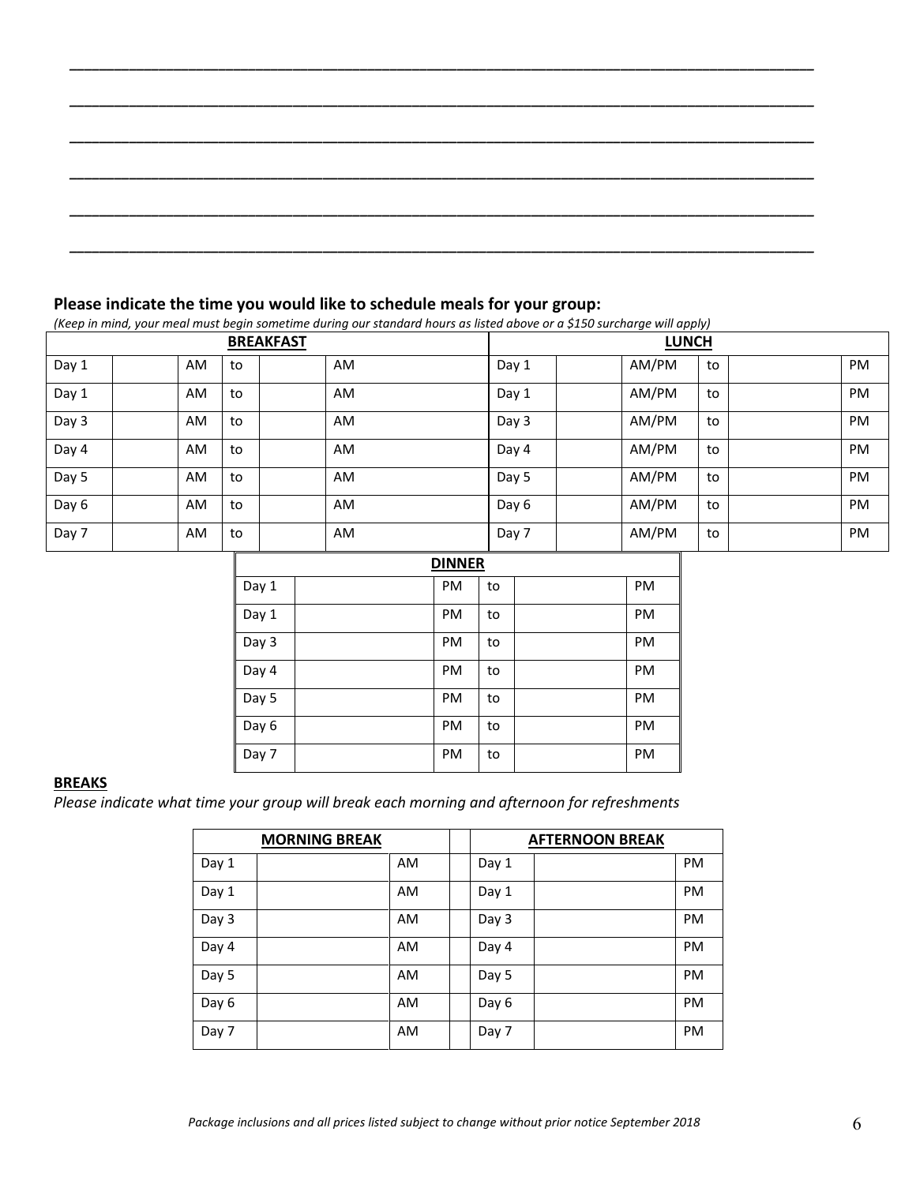\_\_\_\_\_\_\_\_\_\_\_\_\_\_\_\_\_\_\_\_\_\_\_\_\_\_\_\_\_\_\_\_\_\_\_\_\_\_\_\_\_\_\_\_\_\_\_\_\_\_\_\_\_\_\_\_\_\_\_\_\_\_\_\_\_\_\_\_\_\_\_\_\_\_\_\_

\_\_\_\_\_\_\_\_\_\_\_\_\_\_\_\_\_\_\_\_\_\_\_\_\_\_\_\_\_\_\_\_\_\_\_\_\_\_\_\_\_\_\_\_\_\_\_\_\_\_\_\_\_\_\_\_\_\_\_\_\_\_\_\_\_\_\_\_\_\_\_\_\_\_\_\_

\_\_\_\_\_\_\_\_\_\_\_\_\_\_\_\_\_\_\_\_\_\_\_\_\_\_\_\_\_\_\_\_\_\_\_\_\_\_\_\_\_\_\_\_\_\_\_\_\_\_\_\_\_\_\_\_\_\_\_\_\_\_\_\_\_\_\_\_\_\_\_\_\_\_\_\_

\_\_\_\_\_\_\_\_\_\_\_\_\_\_\_\_\_\_\_\_\_\_\_\_\_\_\_\_\_\_\_\_\_\_\_\_\_\_\_\_\_\_\_\_\_\_\_\_\_\_\_\_\_\_\_\_\_\_\_\_\_\_\_\_\_\_\_\_\_\_\_\_\_\_\_\_

\_\_\_\_\_\_\_\_\_\_\_\_\_\_\_\_\_\_\_\_\_\_\_\_\_\_\_\_\_\_\_\_\_\_\_\_\_\_\_\_\_\_\_\_\_\_\_\_\_\_\_\_\_\_\_\_\_\_\_\_\_\_\_\_\_\_\_\_\_\_\_\_\_\_\_\_

\_\_\_\_\_\_\_\_\_\_\_\_\_\_\_\_\_\_\_\_\_\_\_\_\_\_\_\_\_\_\_\_\_\_\_\_\_\_\_\_\_\_\_\_\_\_\_\_\_\_\_\_\_\_\_\_\_\_\_\_\_\_\_\_\_\_\_\_\_\_\_\_\_\_\_\_

**Please indicate the time you would like to schedule meals for your group:**

*(Keep in mind, your meal must begin sometime during our standard hours as listed above or a $150 surcharge will apply)*

| **BREAKFAST** | | | | | | **LUNCH** | | | | | |
|---|---|---|---|---|---|---|---|---|---|---|---|
| Day 1 | | AM | to | | AM | Day 1 | | AM/PM | to | | PM |
| Day 1 | | AM | to | | AM | Day 1 | | AM/PM | to | | PM |
| Day 3 | | AM | to | | AM | Day 3 | | AM/PM | to | | PM |
| Day 4 | | AM | to | | AM | Day 4 | | AM/PM | to | | PM |
| Day 5 | | AM | to | | AM | Day 5 | | AM/PM | to | | PM |
| Day 6 | | AM | to | | AM | Day 6 | | AM/PM | to | | PM |
| Day 7 | | AM | to | | AM | Day 7 | | AM/PM | to | | PM |

| **DINNER** | | | | | |
|---|---|---|---|---|---|
| Day 1 | | PM | to | | PM |
| Day 1 | | PM | to | | PM |
| Day 3 | | PM | to | | PM |
| Day 4 | | PM | to | | PM |
| Day 5 | | PM | to | | PM |
| Day 6 | | PM | to | | PM |
| Day 7 | | PM | to | | PM |

**BREAKS**

*Please indicate what time your group will break each morning and afternoon for refreshments*

| **MORNING BREAK** | | | | **AFTERNOON BREAK** | | |
|---|---|---|---|---|---|---|
| Day 1 | | AM | | Day 1 | | PM |
| Day 1 | | AM | | Day 1 | | PM |
| Day 3 | | AM | | Day 3 | | PM |
| Day 4 | | AM | | Day 4 | | PM |
| Day 5 | | AM | | Day 5 | | PM |
| Day 6 | | AM | | Day 6 | | PM |
| Day 7 | | AM | | Day 7 | | PM |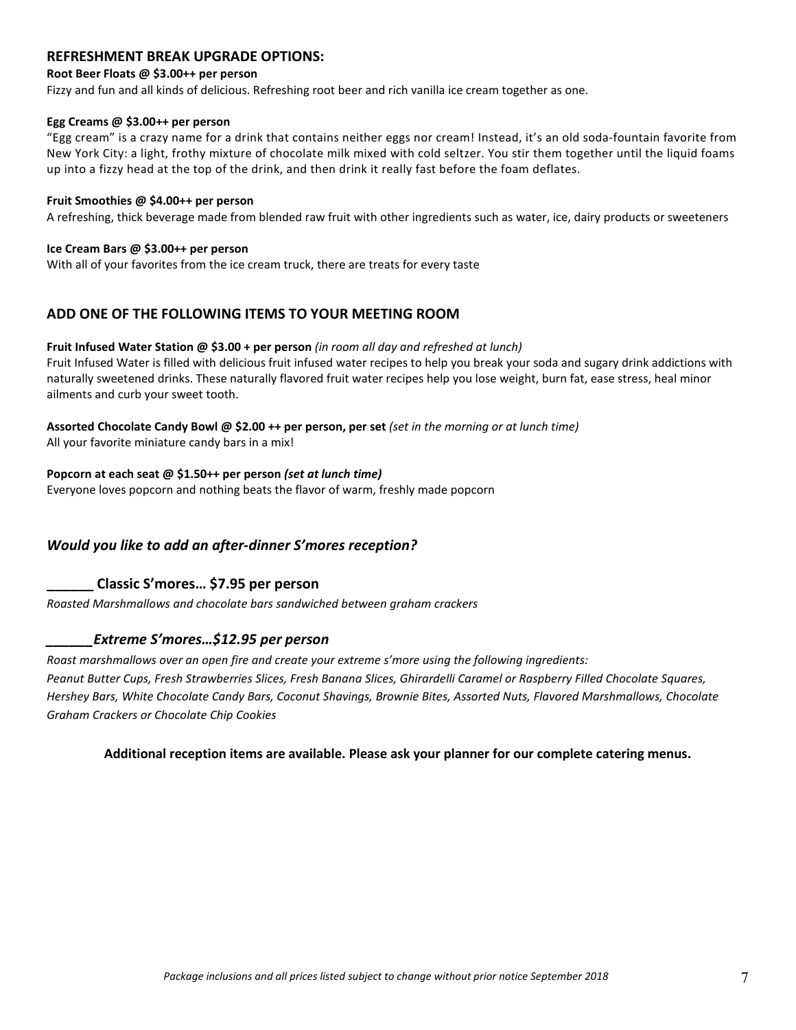## REFRESHMENT BREAK UPGRADE OPTIONS:

**Root Beer Floats @ $3.00++ per person**
Fizzy and fun and all kinds of delicious. Refreshing root beer and rich vanilla ice cream together as one.

**Egg Creams @ $3.00++ per person**
"Egg cream" is a crazy name for a drink that contains neither eggs nor cream! Instead, it's an old soda-fountain favorite from New York City: a light, frothy mixture of chocolate milk mixed with cold seltzer. You stir them together until the liquid foams up into a fizzy head at the top of the drink, and then drink it really fast before the foam deflates.

**Fruit Smoothies @ $4.00++ per person**
A refreshing, thick beverage made from blended raw fruit with other ingredients such as water, ice, dairy products or sweeteners

**Ice Cream Bars @ $3.00++ per person**
With all of your favorites from the ice cream truck, there are treats for every taste

## ADD ONE OF THE FOLLOWING ITEMS TO YOUR MEETING ROOM

**Fruit Infused Water Station @ $3.00 + per person** *(in room all day and refreshed at lunch)*
Fruit Infused Water is filled with delicious fruit infused water recipes to help you break your soda and sugary drink addictions with naturally sweetened drinks. These naturally flavored fruit water recipes help you lose weight, burn fat, ease stress, heal minor ailments and curb your sweet tooth.

**Assorted Chocolate Candy Bowl @ $2.00 ++ per person, per set** *(set in the morning or at lunch time)*
All your favorite miniature candy bars in a mix!

**Popcorn at each seat @ $1.50++ per person** ***(set at lunch time)***
Everyone loves popcorn and nothing beats the flavor of warm, freshly made popcorn

## *Would you like to add an after-dinner S'mores reception?*

### ______ Classic S'mores… $7.95 per person

*Roasted Marshmallows and chocolate bars sandwiched between graham crackers*

### ______*Extreme S'mores…$12.95 per person*

*Roast marshmallows over an open fire and create your extreme s'more using the following ingredients:*
*Peanut Butter Cups, Fresh Strawberries Slices, Fresh Banana Slices, Ghirardelli Caramel or Raspberry Filled Chocolate Squares, Hershey Bars, White Chocolate Candy Bars, Coconut Shavings, Brownie Bites, Assorted Nuts, Flavored Marshmallows, Chocolate Graham Crackers or Chocolate Chip Cookies*

**Additional reception items are available. Please ask your planner for our complete catering menus.**

*Package inclusions and all prices listed subject to change without prior notice September 2018*